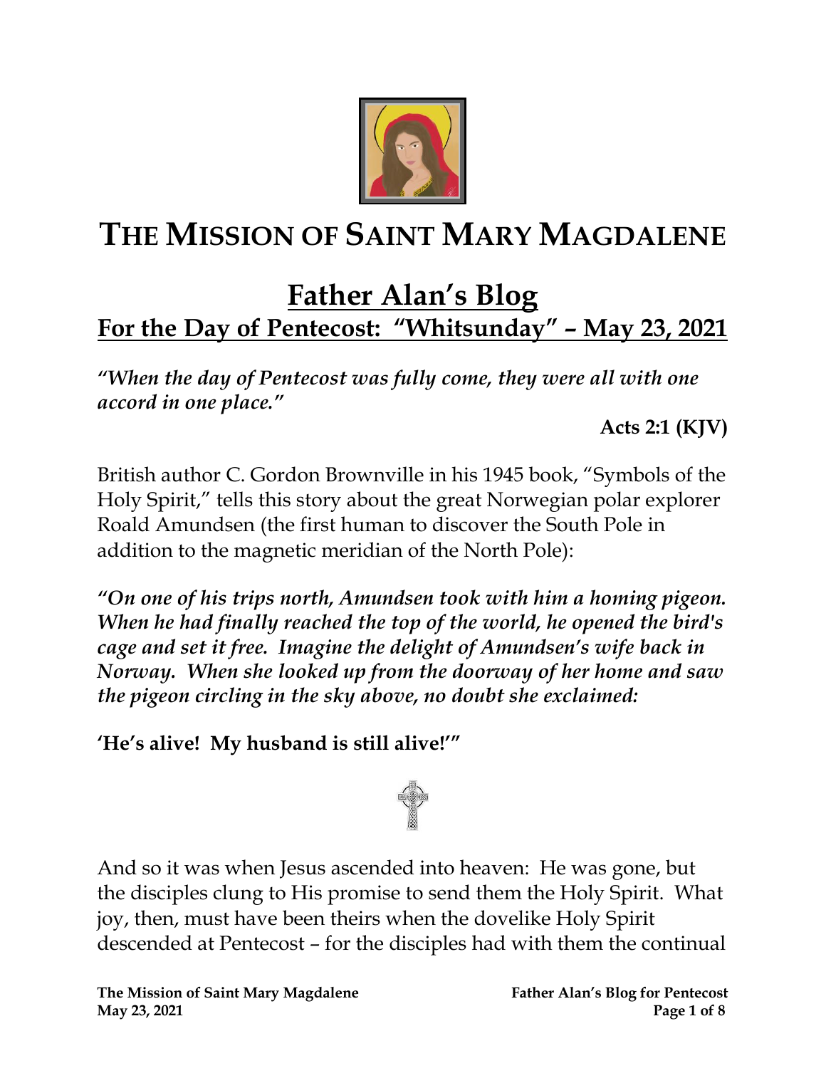# THE MISSION OF SAINT MARY MAGDALENE

## Father Alan's Blog

### For the Day of Pentecost: "Whitsunday" – May 23, 2021

*"When the day of Pentecost was fully come, they were all with one accord in one place."*

**Acts 2:1 (KJV)**

British author C. Gordon Brownville in his 1945 book, "Symbols of the Holy Spirit," tells this story about the great Norwegian polar explorer Roald Amundsen (the first human to discover the South Pole in addition to the magnetic meridian of the North Pole):

***"On one of his trips north, Amundsen took with him a homing pigeon. When he had finally reached the top of the world, he opened the bird's cage and set it free. Imagine the delight of Amundsen's wife back in Norway. When she looked up from the doorway of her home and saw the pigeon circling in the sky above, no doubt she exclaimed:***

**'He's alive! My husband is still alive!'"**

And so it was when Jesus ascended into heaven: He was gone, but the disciples clung to His promise to send them the Holy Spirit. What joy, then, must have been theirs when the dovelike Holy Spirit descended at Pentecost – for the disciples had with them the continual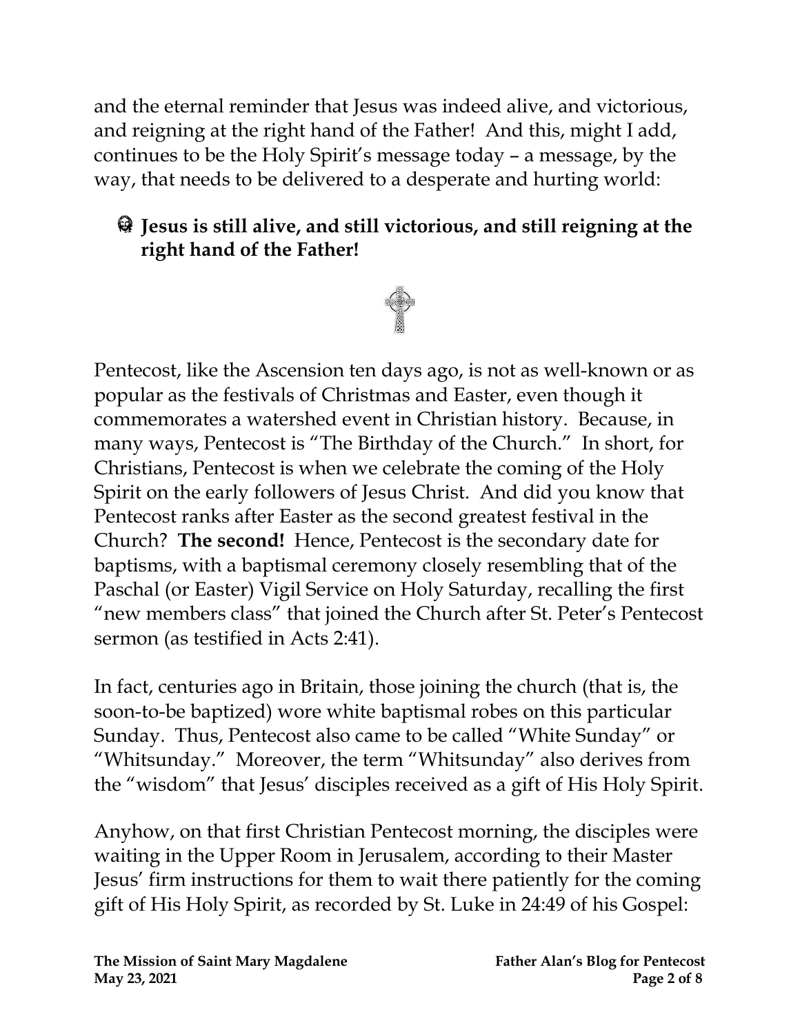and the eternal reminder that Jesus was indeed alive, and victorious, and reigning at the right hand of the Father! And this, might I add, continues to be the Holy Spirit's message today – a message, by the way, that needs to be delivered to a desperate and hurting world:

- **Jesus is still alive, and still victorious, and still reigning at the right hand of the Father!**

Pentecost, like the Ascension ten days ago, is not as well-known or as popular as the festivals of Christmas and Easter, even though it commemorates a watershed event in Christian history. Because, in many ways, Pentecost is "The Birthday of the Church." In short, for Christians, Pentecost is when we celebrate the coming of the Holy Spirit on the early followers of Jesus Christ. And did you know that Pentecost ranks after Easter as the second greatest festival in the Church? **The second!** Hence, Pentecost is the secondary date for baptisms, with a baptismal ceremony closely resembling that of the Paschal (or Easter) Vigil Service on Holy Saturday, recalling the first "new members class" that joined the Church after St. Peter's Pentecost sermon (as testified in Acts 2:41).

In fact, centuries ago in Britain, those joining the church (that is, the soon-to-be baptized) wore white baptismal robes on this particular Sunday. Thus, Pentecost also came to be called "White Sunday" or "Whitsunday." Moreover, the term "Whitsunday" also derives from the "wisdom" that Jesus' disciples received as a gift of His Holy Spirit.

Anyhow, on that first Christian Pentecost morning, the disciples were waiting in the Upper Room in Jerusalem, according to their Master Jesus' firm instructions for them to wait there patiently for the coming gift of His Holy Spirit, as recorded by St. Luke in 24:49 of his Gospel: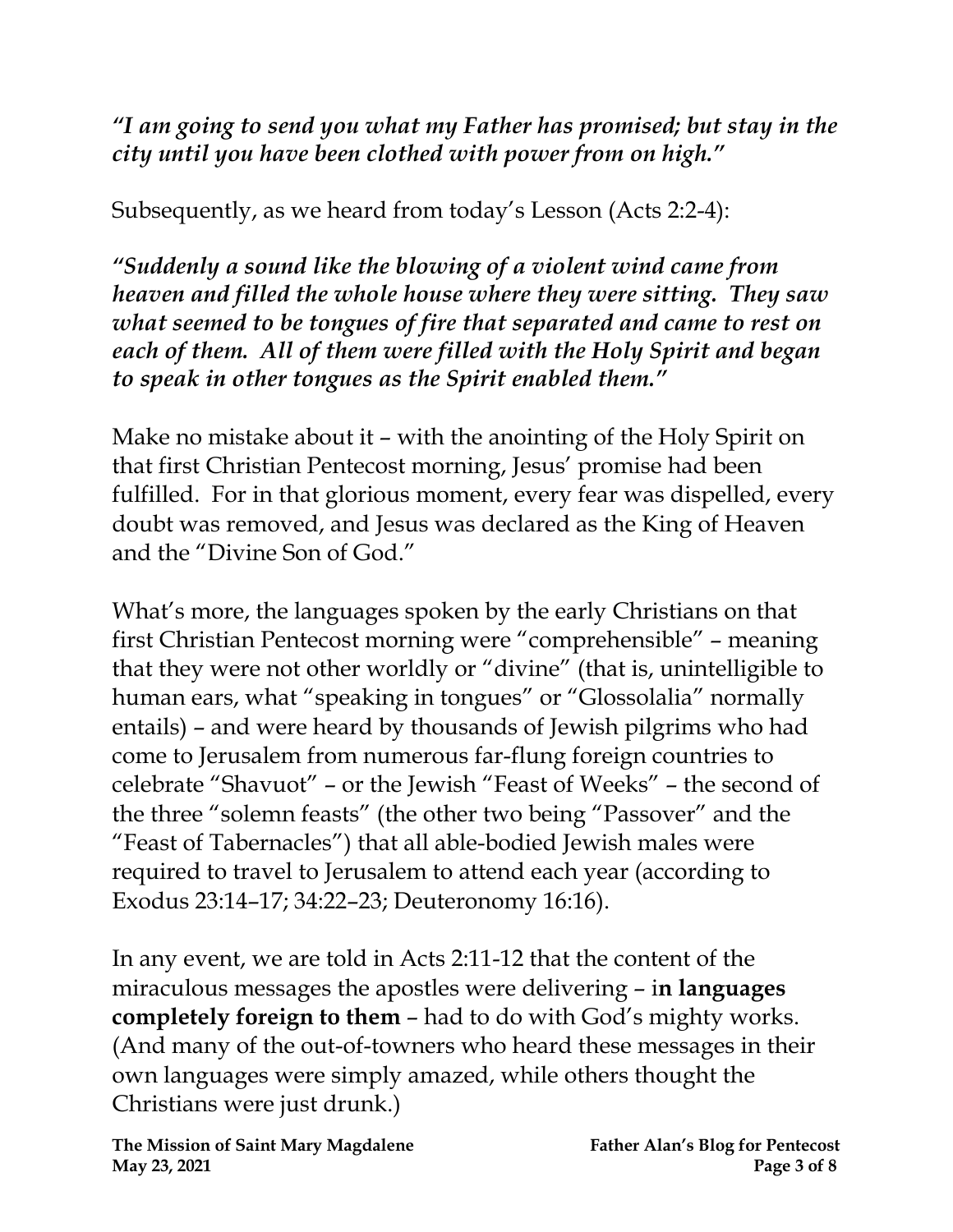***"I am going to send you what my Father has promised; but stay in the city until you have been clothed with power from on high."***

Subsequently, as we heard from today's Lesson (Acts 2:2-4):

***"Suddenly a sound like the blowing of a violent wind came from heaven and filled the whole house where they were sitting. They saw what seemed to be tongues of fire that separated and came to rest on each of them. All of them were filled with the Holy Spirit and began to speak in other tongues as the Spirit enabled them."***

Make no mistake about it – with the anointing of the Holy Spirit on that first Christian Pentecost morning, Jesus' promise had been fulfilled. For in that glorious moment, every fear was dispelled, every doubt was removed, and Jesus was declared as the King of Heaven and the "Divine Son of God."

What's more, the languages spoken by the early Christians on that first Christian Pentecost morning were "comprehensible" – meaning that they were not other worldly or "divine" (that is, unintelligible to human ears, what "speaking in tongues" or "Glossolalia" normally entails) – and were heard by thousands of Jewish pilgrims who had come to Jerusalem from numerous far-flung foreign countries to celebrate "Shavuot" – or the Jewish "Feast of Weeks" – the second of the three "solemn feasts" (the other two being "Passover" and the "Feast of Tabernacles") that all able-bodied Jewish males were required to travel to Jerusalem to attend each year (according to Exodus 23:14–17; 34:22–23; Deuteronomy 16:16).

In any event, we are told in Acts 2:11-12 that the content of the miraculous messages the apostles were delivering – i**n languages completely foreign to them** – had to do with God's mighty works. (And many of the out-of-towners who heard these messages in their own languages were simply amazed, while others thought the Christians were just drunk.)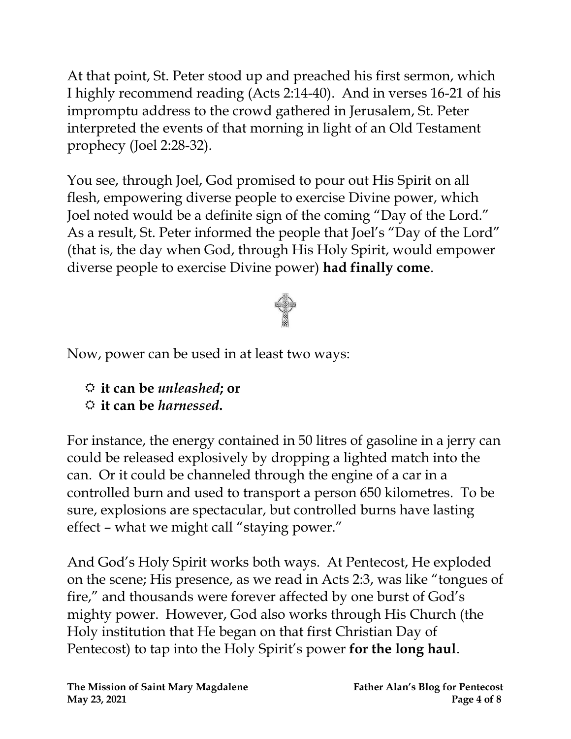At that point, St. Peter stood up and preached his first sermon, which I highly recommend reading (Acts 2:14-40). And in verses 16-21 of his impromptu address to the crowd gathered in Jerusalem, St. Peter interpreted the events of that morning in light of an Old Testament prophecy (Joel 2:28-32).

You see, through Joel, God promised to pour out His Spirit on all flesh, empowering diverse people to exercise Divine power, which Joel noted would be a definite sign of the coming "Day of the Lord." As a result, St. Peter informed the people that Joel's "Day of the Lord" (that is, the day when God, through His Holy Spirit, would empower diverse people to exercise Divine power) **had finally come**.

Now, power can be used in at least two ways:

- **it can be *unleashed*; or**
- **it can be *harnessed*.**

For instance, the energy contained in 50 litres of gasoline in a jerry can could be released explosively by dropping a lighted match into the can. Or it could be channeled through the engine of a car in a controlled burn and used to transport a person 650 kilometres. To be sure, explosions are spectacular, but controlled burns have lasting effect – what we might call "staying power."

And God's Holy Spirit works both ways. At Pentecost, He exploded on the scene; His presence, as we read in Acts 2:3, was like "tongues of fire," and thousands were forever affected by one burst of God's mighty power. However, God also works through His Church (the Holy institution that He began on that first Christian Day of Pentecost) to tap into the Holy Spirit's power **for the long haul**.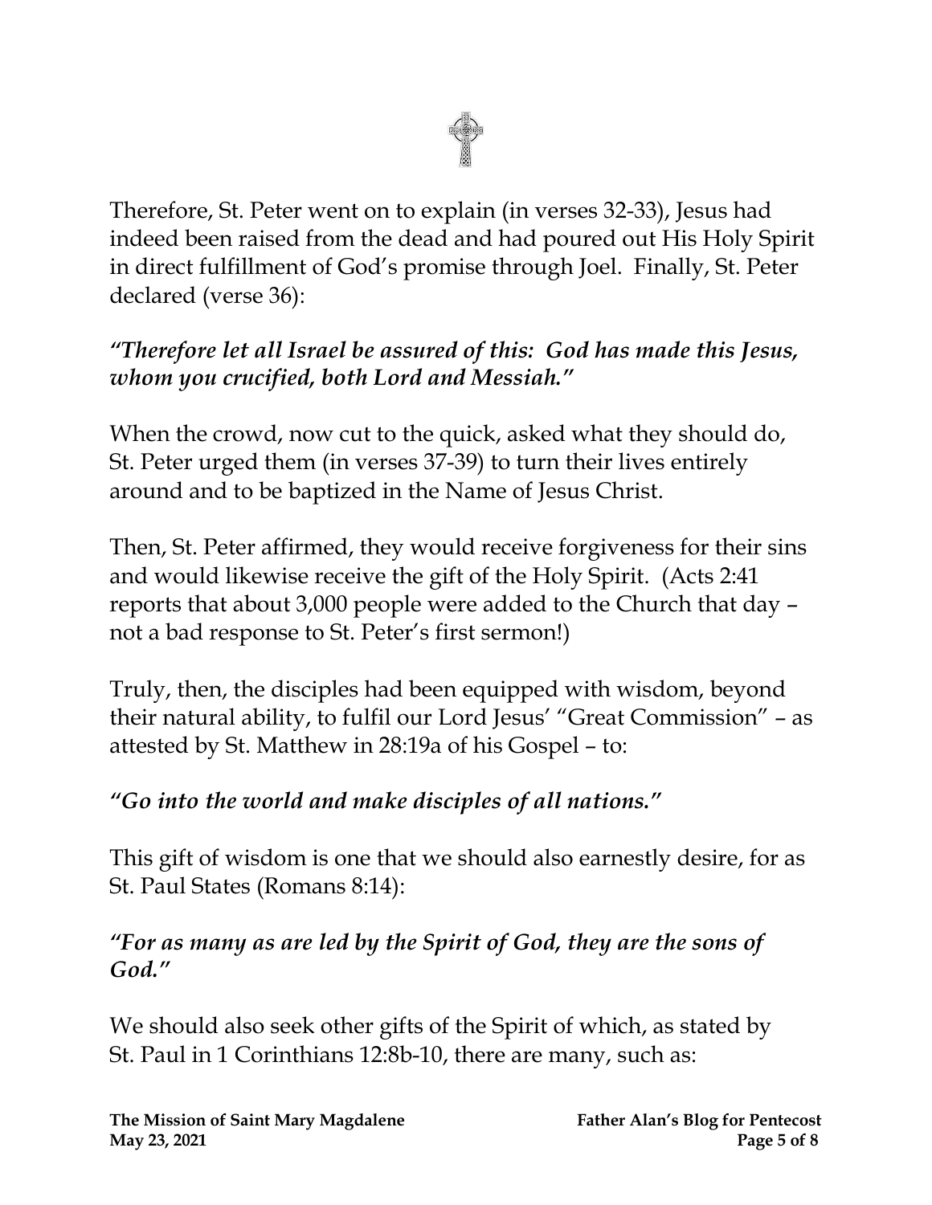Therefore, St. Peter went on to explain (in verses 32-33), Jesus had indeed been raised from the dead and had poured out His Holy Spirit in direct fulfillment of God's promise through Joel. Finally, St. Peter declared (verse 36):

***"Therefore let all Israel be assured of this: God has made this Jesus, whom you crucified, both Lord and Messiah."***

When the crowd, now cut to the quick, asked what they should do, St. Peter urged them (in verses 37-39) to turn their lives entirely around and to be baptized in the Name of Jesus Christ.

Then, St. Peter affirmed, they would receive forgiveness for their sins and would likewise receive the gift of the Holy Spirit. (Acts 2:41 reports that about 3,000 people were added to the Church that day – not a bad response to St. Peter's first sermon!)

Truly, then, the disciples had been equipped with wisdom, beyond their natural ability, to fulfil our Lord Jesus' "Great Commission" – as attested by St. Matthew in 28:19a of his Gospel – to:

***"Go into the world and make disciples of all nations."***

This gift of wisdom is one that we should also earnestly desire, for as St. Paul States (Romans 8:14):

***"For as many as are led by the Spirit of God, they are the sons of God."***

We should also seek other gifts of the Spirit of which, as stated by St. Paul in 1 Corinthians 12:8b-10, there are many, such as: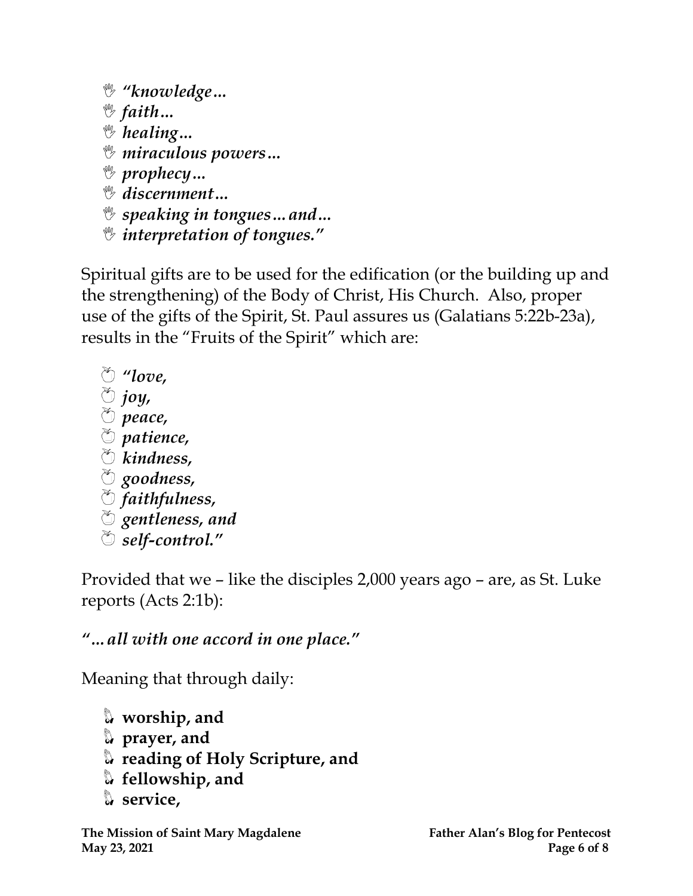- *"knowledge…*
- *faith…*
- *healing…*
- *miraculous powers…*
- *prophecy…*
- *discernment…*
- *speaking in tongues…and…*
- *interpretation of tongues."*

Spiritual gifts are to be used for the edification (or the building up and the strengthening) of the Body of Christ, His Church. Also, proper use of the gifts of the Spirit, St. Paul assures us (Galatians 5:22b-23a), results in the "Fruits of the Spirit" which are:

- *"love,*
- *joy,*
- *peace,*
- *patience,*
- *kindness,*
- *goodness,*
- *faithfulness,*
- *gentleness, and*
- *self-control."*

Provided that we – like the disciples 2,000 years ago – are, as St. Luke reports (Acts 2:1b):

*"…all with one accord in one place."*

Meaning that through daily:

- **worship, and**
- **prayer, and**
- **reading of Holy Scripture, and**
- **fellowship, and**
- **service,**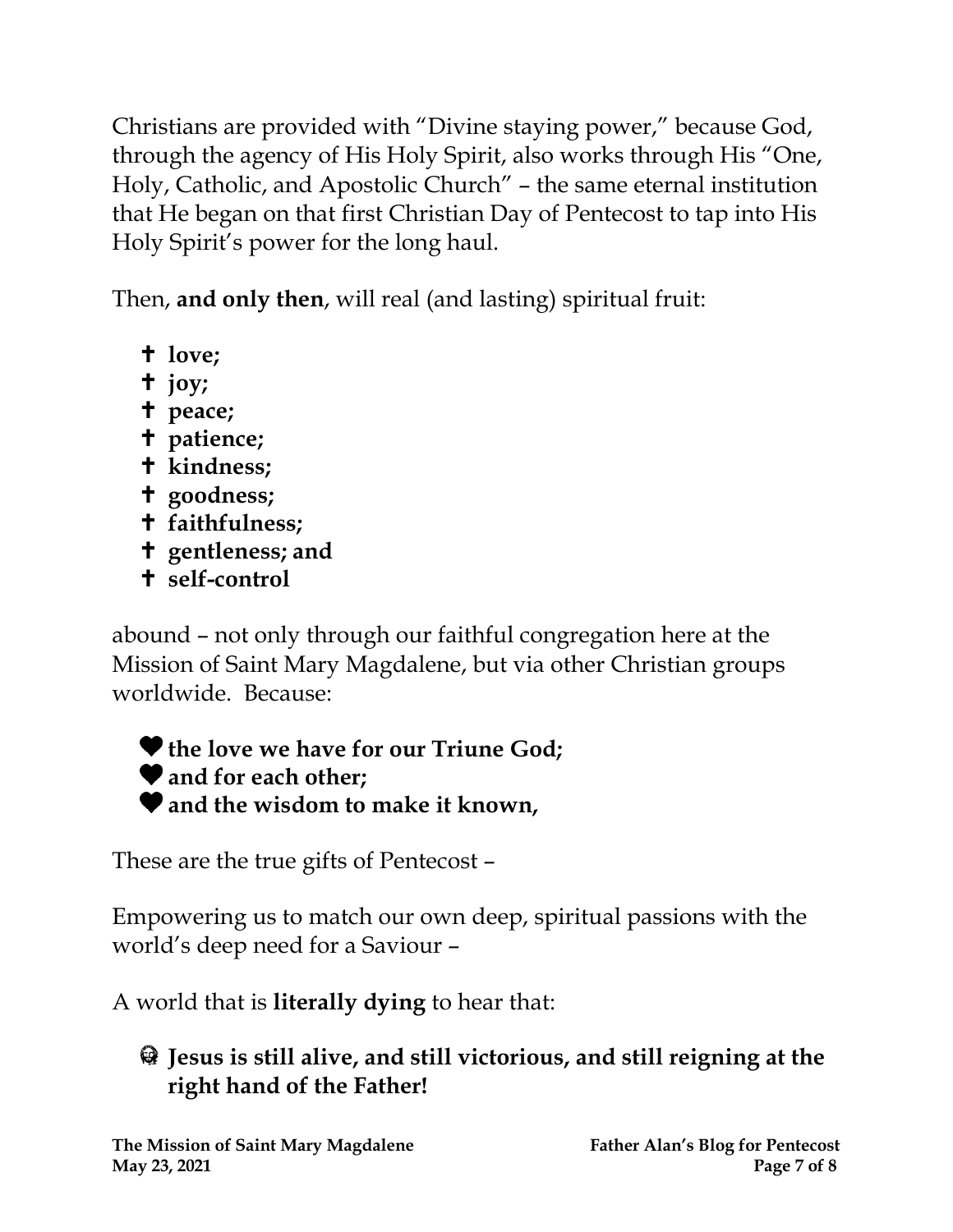Christians are provided with "Divine staying power," because God, through the agency of His Holy Spirit, also works through His "One, Holy, Catholic, and Apostolic Church" – the same eternal institution that He began on that first Christian Day of Pentecost to tap into His Holy Spirit's power for the long haul.

Then, **and only then**, will real (and lasting) spiritual fruit:

- ✝ **love;**
- ✝ **joy;**
- ✝ **peace;**
- ✝ **patience;**
- ✝ **kindness;**
- ✝ **goodness;**
- ✝ **faithfulness;**
- ✝ **gentleness; and**
- ✝ **self-control**

abound – not only through our faithful congregation here at the Mission of Saint Mary Magdalene, but via other Christian groups worldwide. Because:

- ♥ **the love we have for our Triune God;**
- ♥ **and for each other;**
- ♥ **and the wisdom to make it known,**

These are the true gifts of Pentecost –

Empowering us to match our own deep, spiritual passions with the world's deep need for a Saviour –

A world that is **literally dying** to hear that:

- **Jesus is still alive, and still victorious, and still reigning at the right hand of the Father!**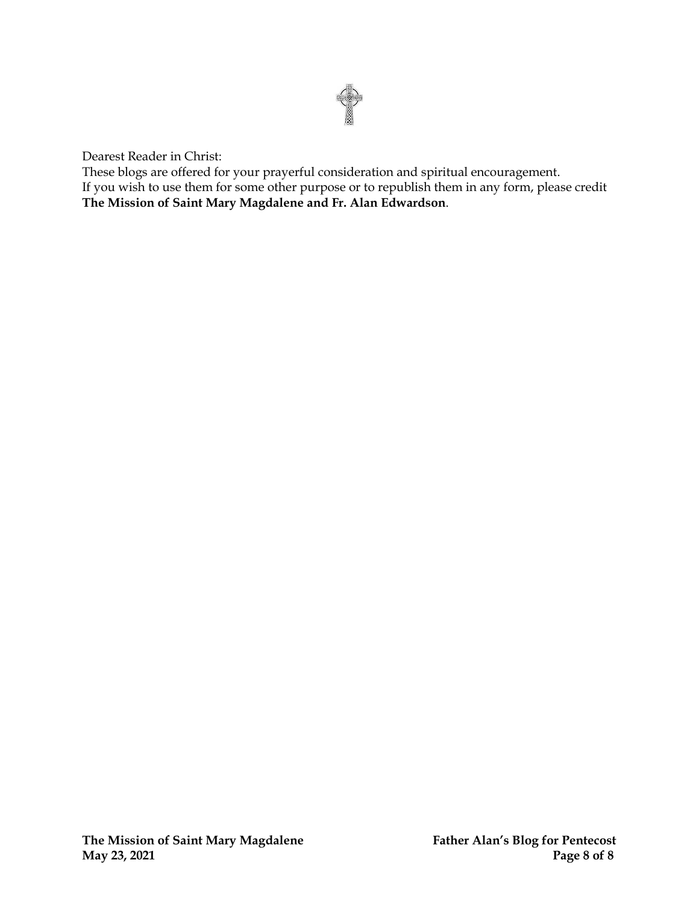Dearest Reader in Christ:
These blogs are offered for your prayerful consideration and spiritual encouragement.
If you wish to use them for some other purpose or to republish them in any form, please credit **The Mission of Saint Mary Magdalene and Fr. Alan Edwardson**.